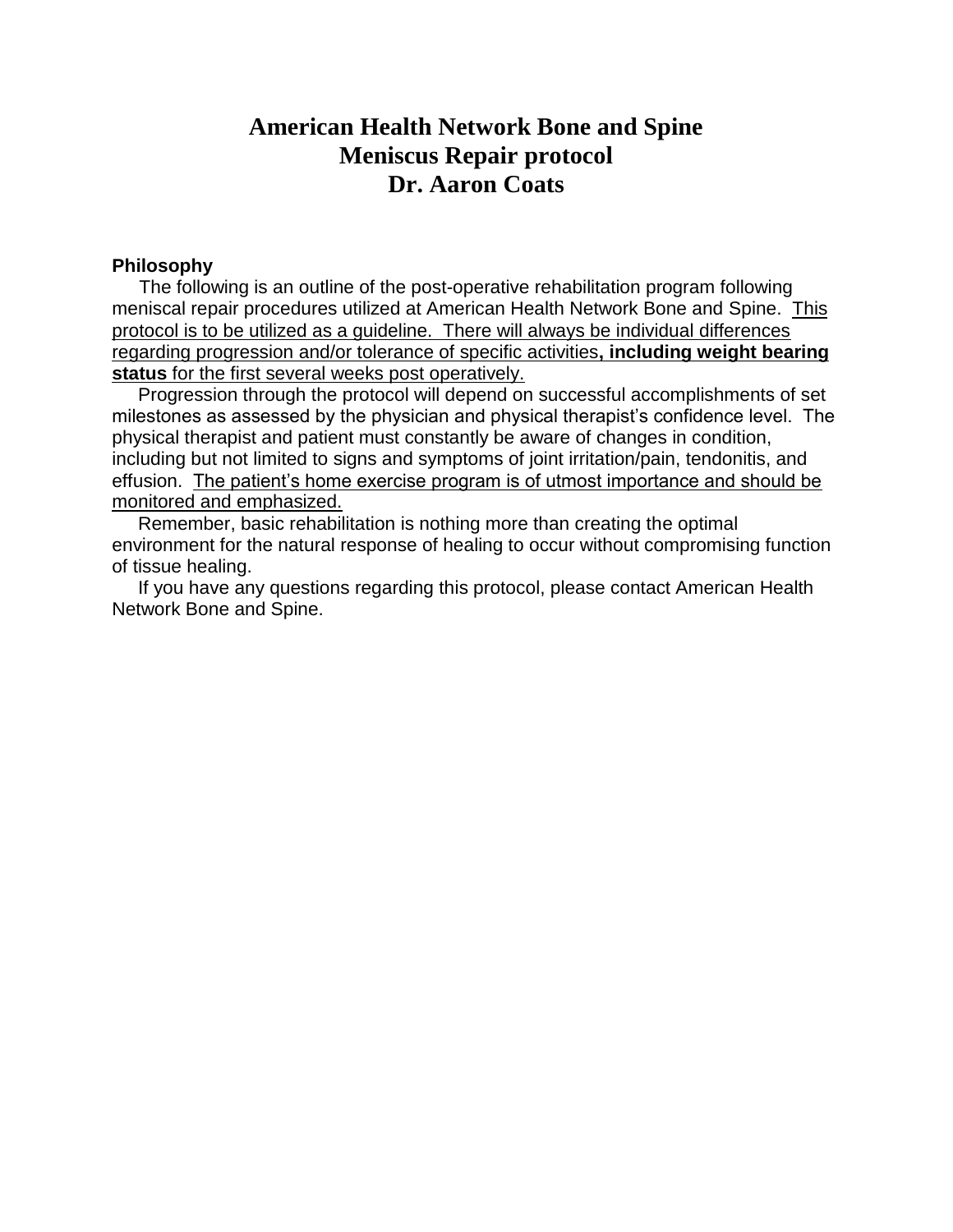# American Health Network Bone and Spine
# Meniscus Repair protocol
# Dr. Aaron Coats

**Philosophy**

The following is an outline of the post-operative rehabilitation program following meniscal repair procedures utilized at American Health Network Bone and Spine. This protocol is to be utilized as a guideline. There will always be individual differences regarding progression and/or tolerance of specific activities**, including weight bearing status** for the first several weeks post operatively.

Progression through the protocol will depend on successful accomplishments of set milestones as assessed by the physician and physical therapist's confidence level. The physical therapist and patient must constantly be aware of changes in condition, including but not limited to signs and symptoms of joint irritation/pain, tendonitis, and effusion. The patient's home exercise program is of utmost importance and should be monitored and emphasized.

Remember, basic rehabilitation is nothing more than creating the optimal environment for the natural response of healing to occur without compromising function of tissue healing.

If you have any questions regarding this protocol, please contact American Health Network Bone and Spine.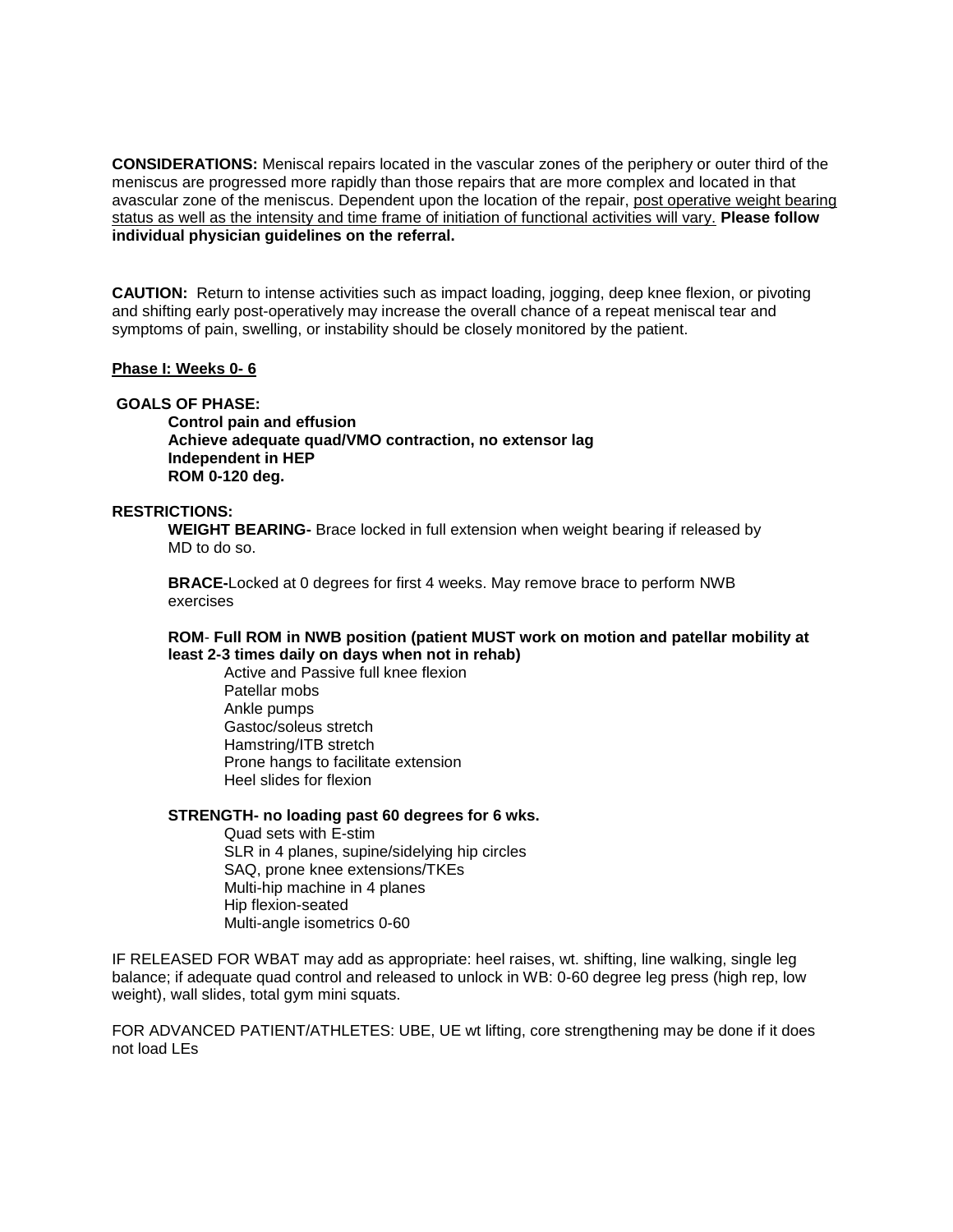**CONSIDERATIONS:** Meniscal repairs located in the vascular zones of the periphery or outer third of the meniscus are progressed more rapidly than those repairs that are more complex and located in that avascular zone of the meniscus. Dependent upon the location of the repair, <u>post operative weight bearing status as well as the intensity and time frame of initiation of functional activities will vary.</u> **Please follow individual physician guidelines on the referral.**

**CAUTION:** Return to intense activities such as impact loading, jogging, deep knee flexion, or pivoting and shifting early post-operatively may increase the overall chance of a repeat meniscal tear and symptoms of pain, swelling, or instability should be closely monitored by the patient.

**<u>Phase I: Weeks 0- 6</u>**

**GOALS OF PHASE:**

- **Control pain and effusion**
- **Achieve adequate quad/VMO contraction, no extensor lag**
- **Independent in HEP**
- **ROM 0-120 deg.**

**RESTRICTIONS:**

**WEIGHT BEARING-** Brace locked in full extension when weight bearing if released by MD to do so.

**BRACE-**Locked at 0 degrees for first 4 weeks. May remove brace to perform NWB exercises

**ROM**- **Full ROM in NWB position (patient MUST work on motion and patellar mobility at least 2-3 times daily on days when not in rehab)**

- Active and Passive full knee flexion
- Patellar mobs
- Ankle pumps
- Gastoc/soleus stretch
- Hamstring/ITB stretch
- Prone hangs to facilitate extension
- Heel slides for flexion

**STRENGTH- no loading past 60 degrees for 6 wks.**

- Quad sets with E-stim
- SLR in 4 planes, supine/sidelying hip circles
- SAQ, prone knee extensions/TKEs
- Multi-hip machine in 4 planes
- Hip flexion-seated
- Multi-angle isometrics 0-60

IF RELEASED FOR WBAT may add as appropriate: heel raises, wt. shifting, line walking, single leg balance; if adequate quad control and released to unlock in WB: 0-60 degree leg press (high rep, low weight), wall slides, total gym mini squats.

FOR ADVANCED PATIENT/ATHLETES: UBE, UE wt lifting, core strengthening may be done if it does not load LEs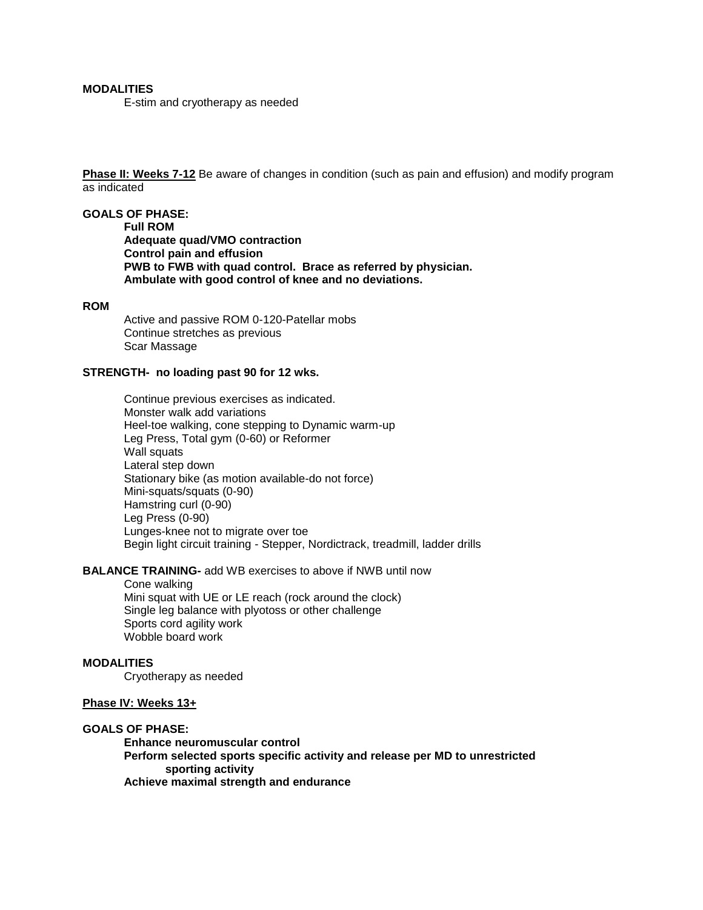**MODALITIES**

E-stim and cryotherapy as needed

**Phase II: Weeks 7-12** Be aware of changes in condition (such as pain and effusion) and modify program as indicated

**GOALS OF PHASE:**

**Full ROM**
**Adequate quad/VMO contraction**
**Control pain and effusion**
**PWB to FWB with quad control. Brace as referred by physician.**
**Ambulate with good control of knee and no deviations.**

**ROM**

Active and passive ROM 0-120-Patellar mobs
Continue stretches as previous
Scar Massage

**STRENGTH- no loading past 90 for 12 wks.**

Continue previous exercises as indicated.
Monster walk add variations
Heel-toe walking, cone stepping to Dynamic warm-up
Leg Press, Total gym (0-60) or Reformer
Wall squats
Lateral step down
Stationary bike (as motion available-do not force)
Mini-squats/squats (0-90)
Hamstring curl (0-90)
Leg Press (0-90)
Lunges-knee not to migrate over toe
Begin light circuit training - Stepper, Nordictrack, treadmill, ladder drills

**BALANCE TRAINING-** add WB exercises to above if NWB until now

Cone walking
Mini squat with UE or LE reach (rock around the clock)
Single leg balance with plyotoss or other challenge
Sports cord agility work
Wobble board work

**MODALITIES**

Cryotherapy as needed

**Phase IV: Weeks 13+**

**GOALS OF PHASE:**

**Enhance neuromuscular control**
**Perform selected sports specific activity and release per MD to unrestricted sporting activity**
**Achieve maximal strength and endurance**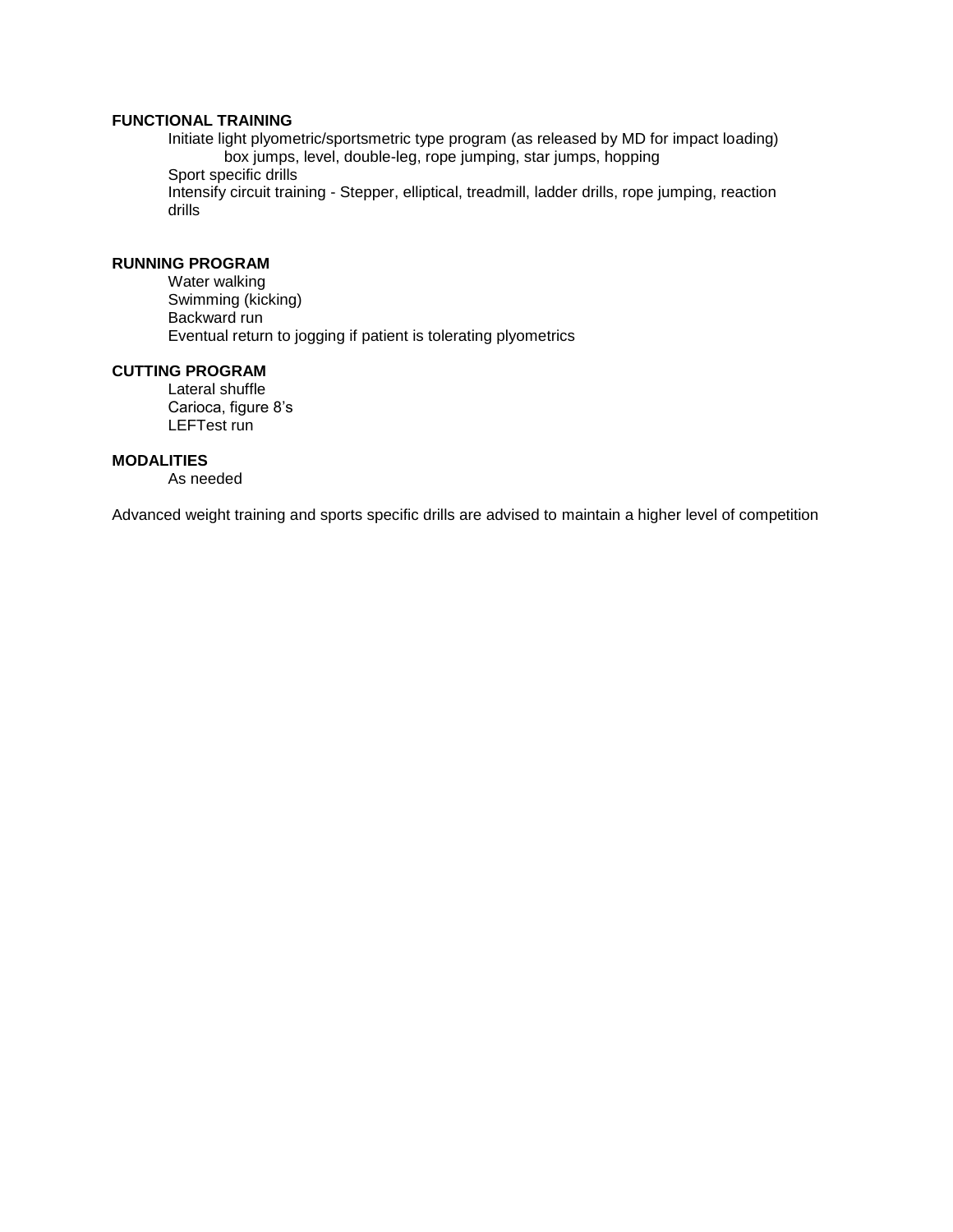**FUNCTIONAL TRAINING**

- Initiate light plyometric/sportsmetric type program (as released by MD for impact loading)
  - box jumps, level, double-leg, rope jumping, star jumps, hopping
- Sport specific drills
- Intensify circuit training - Stepper, elliptical, treadmill, ladder drills, rope jumping, reaction drills

**RUNNING PROGRAM**

- Water walking
- Swimming (kicking)
- Backward run
- Eventual return to jogging if patient is tolerating plyometrics

**CUTTING PROGRAM**

- Lateral shuffle
- Carioca, figure 8's
- LEFTest run

**MODALITIES**

- As needed

Advanced weight training and sports specific drills are advised to maintain a higher level of competition